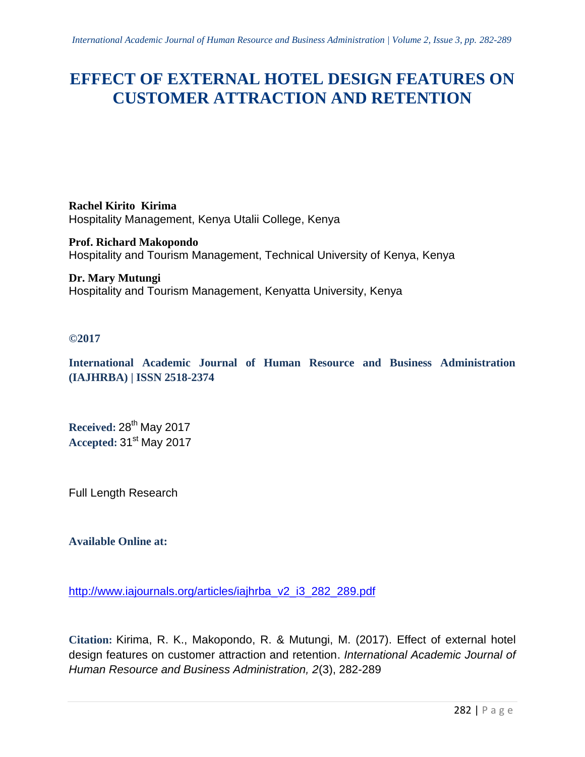# EFFECT OF EXTERNAL HOTEL DESIGN FEATURES ON CUSTOMER ATTRACTION AND RETENTION

**Rachel Kirito Kirima**
Hospitality Management, Kenya Utalii College, Kenya

**Prof. Richard Makopondo**
Hospitality and Tourism Management, Technical University of Kenya, Kenya

**Dr. Mary Mutungi**
Hospitality and Tourism Management, Kenyatta University, Kenya

**©2017**

**International Academic Journal of Human Resource and Business Administration (IAJHRBA) | ISSN 2518-2374**

**Received:** 28th May 2017
**Accepted:** 31st May 2017

Full Length Research

**Available Online at:**

http://www.iajournals.org/articles/iajhrba_v2_i3_282_289.pdf

**Citation:** Kirima, R. K., Makopondo, R. & Mutungi, M. (2017). Effect of external hotel design features on customer attraction and retention. *International Academic Journal of Human Resource and Business Administration, 2*(3), 282-289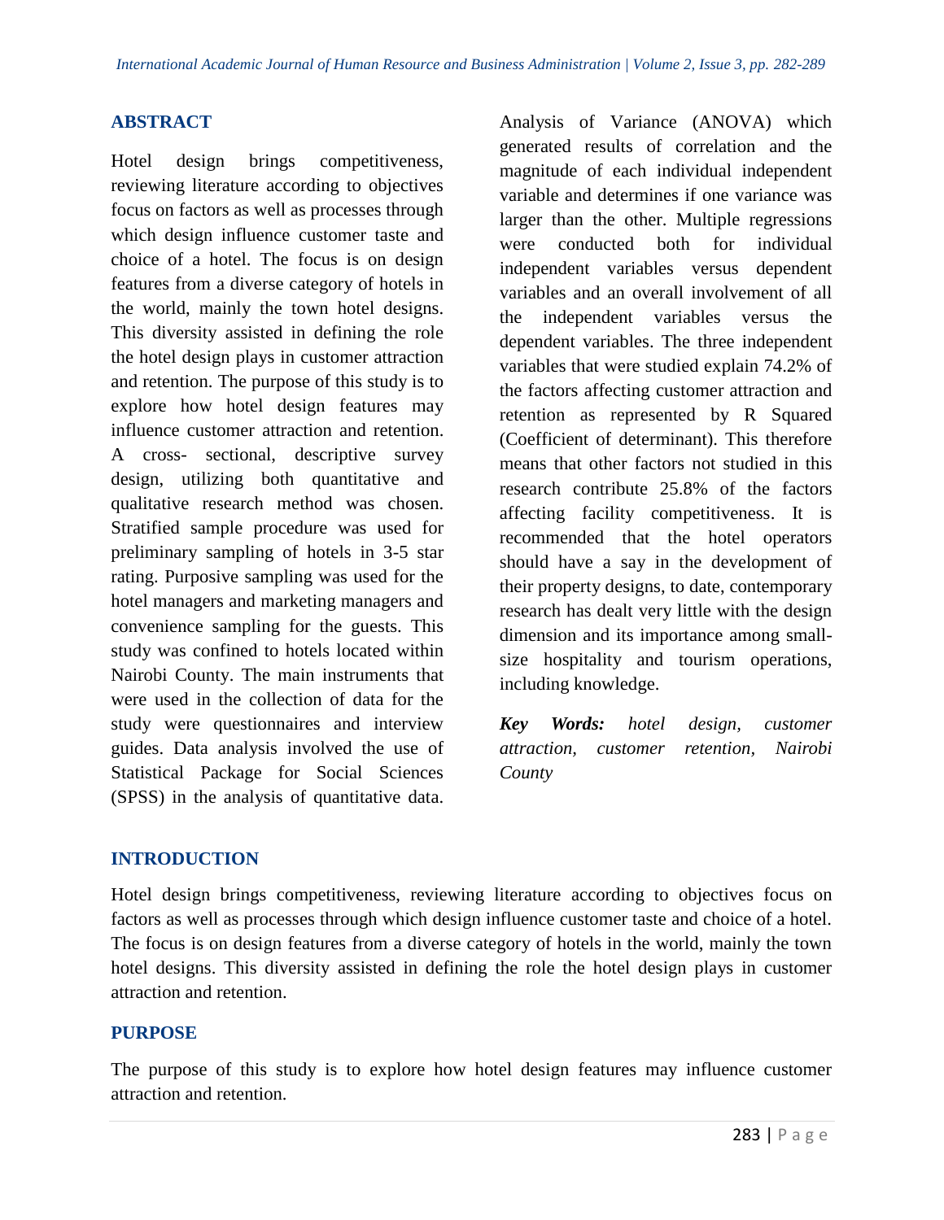## ABSTRACT

Hotel design brings competitiveness, reviewing literature according to objectives focus on factors as well as processes through which design influence customer taste and choice of a hotel. The focus is on design features from a diverse category of hotels in the world, mainly the town hotel designs. This diversity assisted in defining the role the hotel design plays in customer attraction and retention. The purpose of this study is to explore how hotel design features may influence customer attraction and retention. A cross- sectional, descriptive survey design, utilizing both quantitative and qualitative research method was chosen. Stratified sample procedure was used for preliminary sampling of hotels in 3-5 star rating. Purposive sampling was used for the hotel managers and marketing managers and convenience sampling for the guests. This study was confined to hotels located within Nairobi County. The main instruments that were used in the collection of data for the study were questionnaires and interview guides. Data analysis involved the use of Statistical Package for Social Sciences (SPSS) in the analysis of quantitative data. Analysis of Variance (ANOVA) which generated results of correlation and the magnitude of each individual independent variable and determines if one variance was larger than the other. Multiple regressions were conducted both for individual independent variables versus dependent variables and an overall involvement of all the independent variables versus the dependent variables. The three independent variables that were studied explain 74.2% of the factors affecting customer attraction and retention as represented by R Squared (Coefficient of determinant). This therefore means that other factors not studied in this research contribute 25.8% of the factors affecting facility competitiveness. It is recommended that the hotel operators should have a say in the development of their property designs, to date, contemporary research has dealt very little with the design dimension and its importance among small-size hospitality and tourism operations, including knowledge.

***Key Words:*** *hotel design, customer attraction, customer retention, Nairobi County*

## INTRODUCTION

Hotel design brings competitiveness, reviewing literature according to objectives focus on factors as well as processes through which design influence customer taste and choice of a hotel. The focus is on design features from a diverse category of hotels in the world, mainly the town hotel designs. This diversity assisted in defining the role the hotel design plays in customer attraction and retention.

## PURPOSE

The purpose of this study is to explore how hotel design features may influence customer attraction and retention.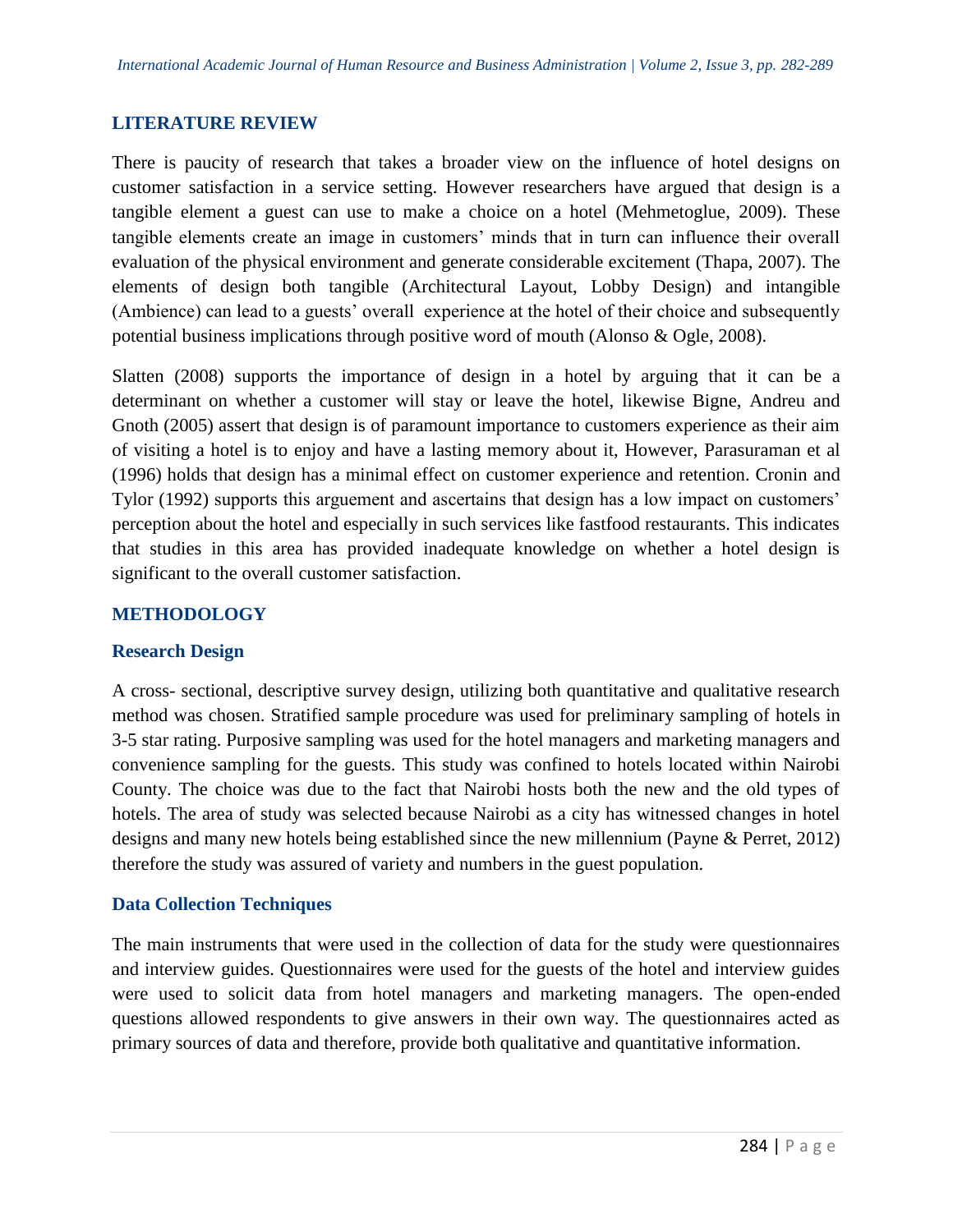## LITERATURE REVIEW

There is paucity of research that takes a broader view on the influence of hotel designs on customer satisfaction in a service setting. However researchers have argued that design is a tangible element a guest can use to make a choice on a hotel (Mehmetoglue, 2009). These tangible elements create an image in customers' minds that in turn can influence their overall evaluation of the physical environment and generate considerable excitement (Thapa, 2007). The elements of design both tangible (Architectural Layout, Lobby Design) and intangible (Ambience) can lead to a guests' overall experience at the hotel of their choice and subsequently potential business implications through positive word of mouth (Alonso & Ogle, 2008).

Slatten (2008) supports the importance of design in a hotel by arguing that it can be a determinant on whether a customer will stay or leave the hotel, likewise Bigne, Andreu and Gnoth (2005) assert that design is of paramount importance to customers experience as their aim of visiting a hotel is to enjoy and have a lasting memory about it, However, Parasuraman et al (1996) holds that design has a minimal effect on customer experience and retention. Cronin and Tylor (1992) supports this arguement and ascertains that design has a low impact on customers' perception about the hotel and especially in such services like fastfood restaurants. This indicates that studies in this area has provided inadequate knowledge on whether a hotel design is significant to the overall customer satisfaction.

## METHODOLOGY

### Research Design

A cross- sectional, descriptive survey design, utilizing both quantitative and qualitative research method was chosen. Stratified sample procedure was used for preliminary sampling of hotels in 3-5 star rating. Purposive sampling was used for the hotel managers and marketing managers and convenience sampling for the guests. This study was confined to hotels located within Nairobi County. The choice was due to the fact that Nairobi hosts both the new and the old types of hotels. The area of study was selected because Nairobi as a city has witnessed changes in hotel designs and many new hotels being established since the new millennium (Payne & Perret, 2012) therefore the study was assured of variety and numbers in the guest population.

### Data Collection Techniques

The main instruments that were used in the collection of data for the study were questionnaires and interview guides. Questionnaires were used for the guests of the hotel and interview guides were used to solicit data from hotel managers and marketing managers. The open-ended questions allowed respondents to give answers in their own way. The questionnaires acted as primary sources of data and therefore, provide both qualitative and quantitative information.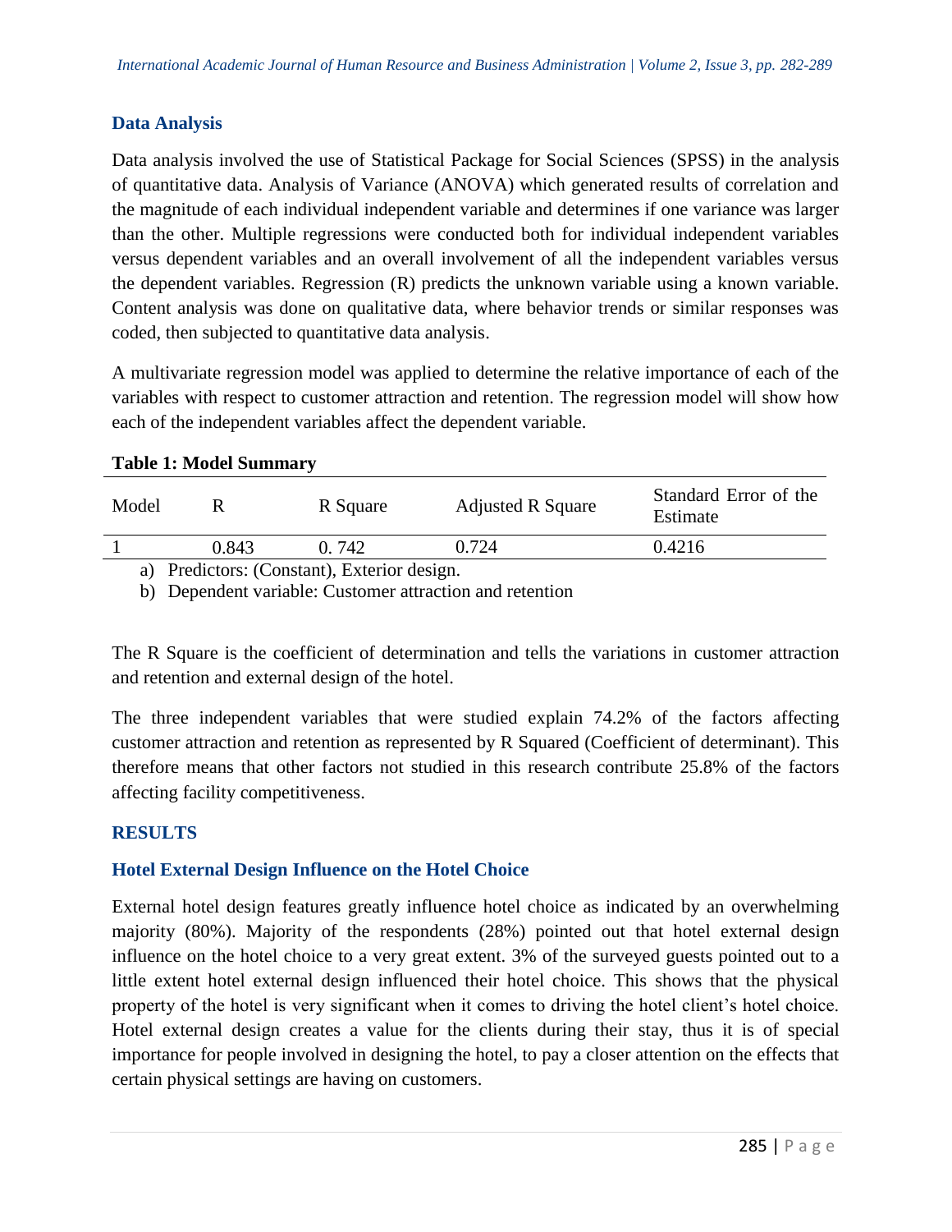## Data Analysis

Data analysis involved the use of Statistical Package for Social Sciences (SPSS) in the analysis of quantitative data. Analysis of Variance (ANOVA) which generated results of correlation and the magnitude of each individual independent variable and determines if one variance was larger than the other. Multiple regressions were conducted both for individual independent variables versus dependent variables and an overall involvement of all the independent variables versus the dependent variables. Regression (R) predicts the unknown variable using a known variable. Content analysis was done on qualitative data, where behavior trends or similar responses was coded, then subjected to quantitative data analysis.

A multivariate regression model was applied to determine the relative importance of each of the variables with respect to customer attraction and retention. The regression model will show how each of the independent variables affect the dependent variable.

**Table 1: Model Summary**

| Model | R | R Square | Adjusted R Square | Standard Error of the Estimate |
|---|---|---|---|---|
| 1 | 0.843 | 0. 742 | 0.724 | 0.4216 |

a) Predictors: (Constant), Exterior design.

b) Dependent variable: Customer attraction and retention

The R Square is the coefficient of determination and tells the variations in customer attraction and retention and external design of the hotel.

The three independent variables that were studied explain 74.2% of the factors affecting customer attraction and retention as represented by R Squared (Coefficient of determinant). This therefore means that other factors not studied in this research contribute 25.8% of the factors affecting facility competitiveness.

## RESULTS

### Hotel External Design Influence on the Hotel Choice

External hotel design features greatly influence hotel choice as indicated by an overwhelming majority (80%). Majority of the respondents (28%) pointed out that hotel external design influence on the hotel choice to a very great extent. 3% of the surveyed guests pointed out to a little extent hotel external design influenced their hotel choice. This shows that the physical property of the hotel is very significant when it comes to driving the hotel client's hotel choice. Hotel external design creates a value for the clients during their stay, thus it is of special importance for people involved in designing the hotel, to pay a closer attention on the effects that certain physical settings are having on customers.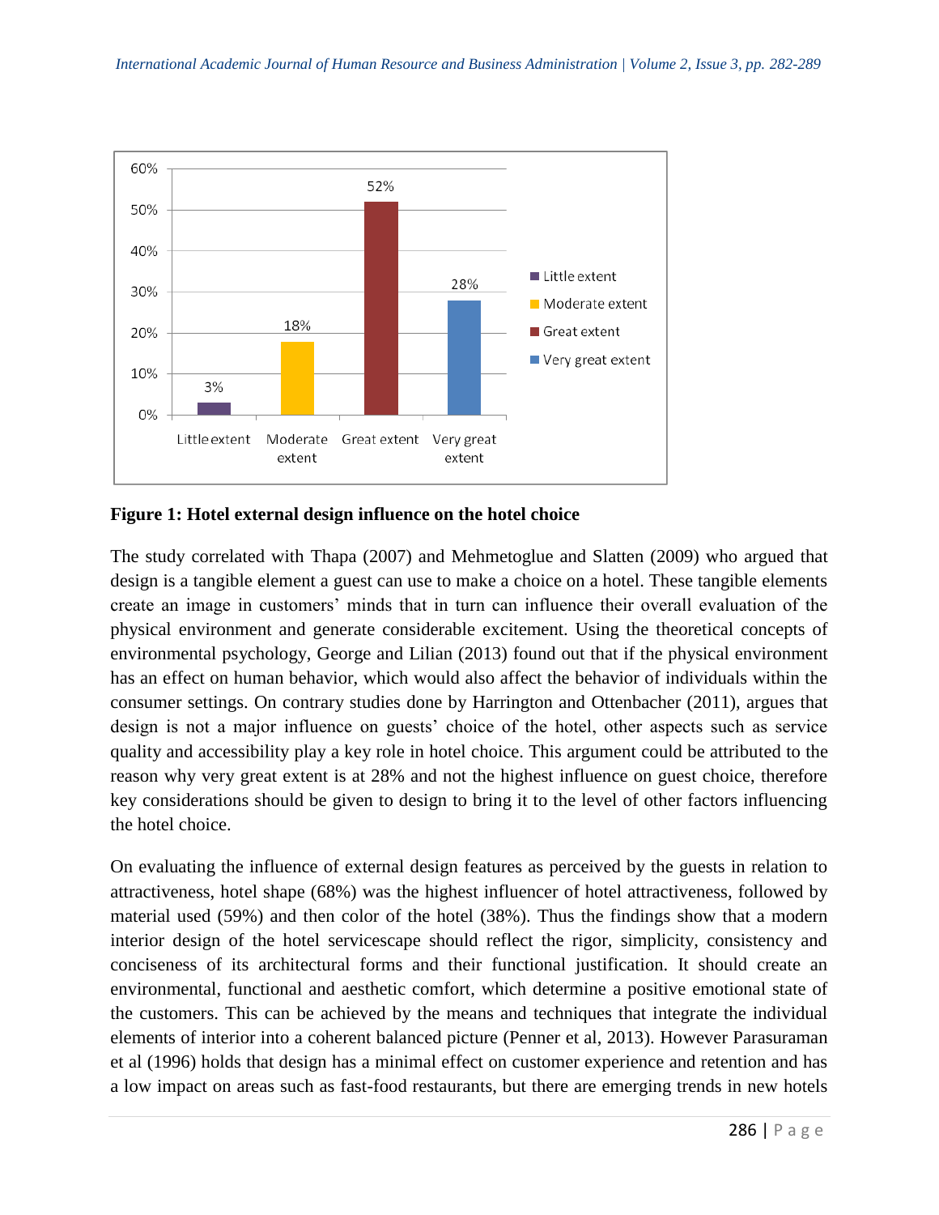**Figure 1: Hotel external design influence on the hotel choice**

The study correlated with Thapa (2007) and Mehmetoglue and Slatten (2009) who argued that design is a tangible element a guest can use to make a choice on a hotel. These tangible elements create an image in customers' minds that in turn can influence their overall evaluation of the physical environment and generate considerable excitement. Using the theoretical concepts of environmental psychology, George and Lilian (2013) found out that if the physical environment has an effect on human behavior, which would also affect the behavior of individuals within the consumer settings. On contrary studies done by Harrington and Ottenbacher (2011), argues that design is not a major influence on guests' choice of the hotel, other aspects such as service quality and accessibility play a key role in hotel choice. This argument could be attributed to the reason why very great extent is at 28% and not the highest influence on guest choice, therefore key considerations should be given to design to bring it to the level of other factors influencing the hotel choice.

On evaluating the influence of external design features as perceived by the guests in relation to attractiveness, hotel shape (68%) was the highest influencer of hotel attractiveness, followed by material used (59%) and then color of the hotel (38%). Thus the findings show that a modern interior design of the hotel servicescape should reflect the rigor, simplicity, consistency and conciseness of its architectural forms and their functional justification. It should create an environmental, functional and aesthetic comfort, which determine a positive emotional state of the customers. This can be achieved by the means and techniques that integrate the individual elements of interior into a coherent balanced picture (Penner et al, 2013). However Parasuraman et al (1996) holds that design has a minimal effect on customer experience and retention and has a low impact on areas such as fast-food restaurants, but there are emerging trends in new hotels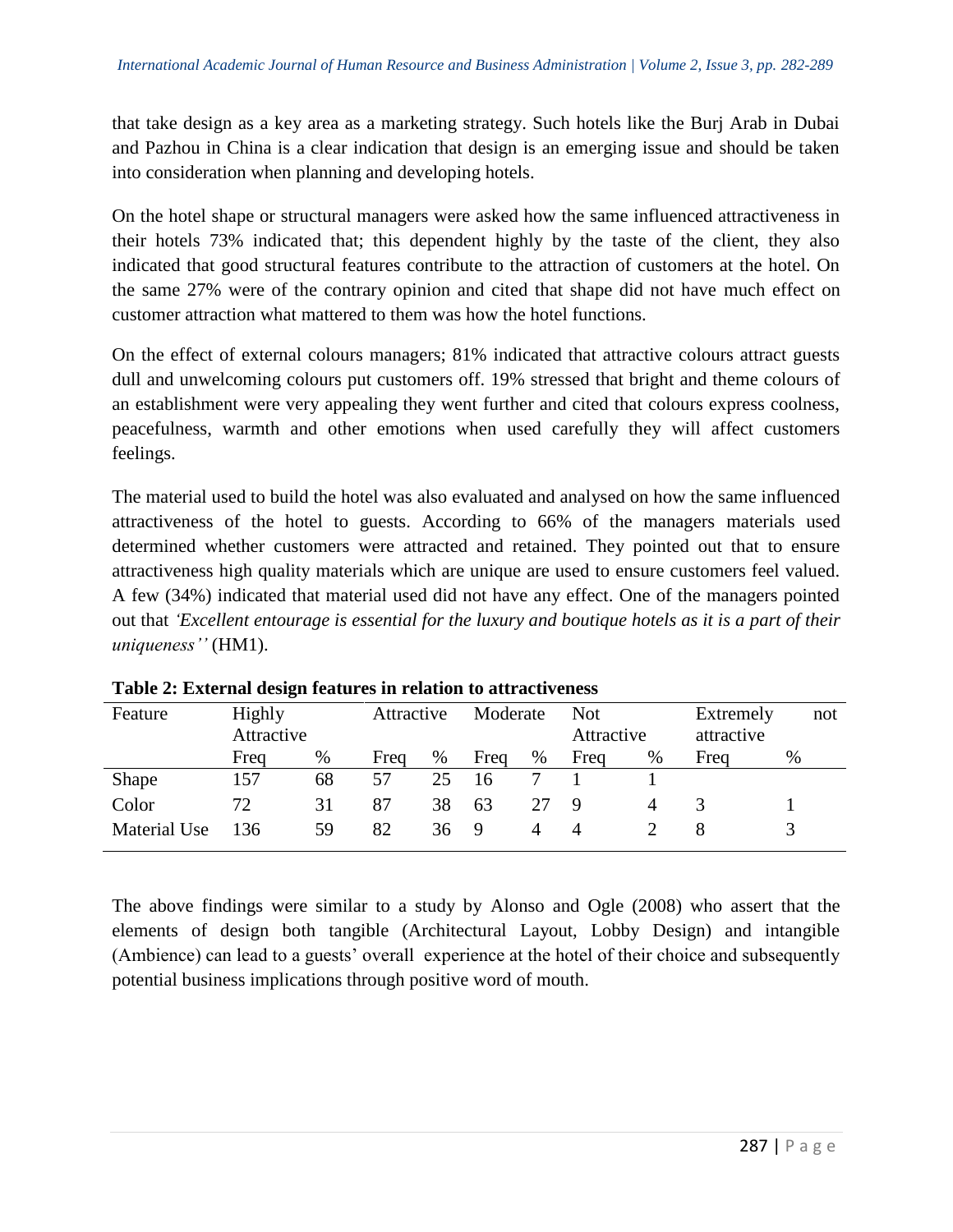that take design as a key area as a marketing strategy. Such hotels like the Burj Arab in Dubai and Pazhou in China is a clear indication that design is an emerging issue and should be taken into consideration when planning and developing hotels.

On the hotel shape or structural managers were asked how the same influenced attractiveness in their hotels 73% indicated that; this dependent highly by the taste of the client, they also indicated that good structural features contribute to the attraction of customers at the hotel. On the same 27% were of the contrary opinion and cited that shape did not have much effect on customer attraction what mattered to them was how the hotel functions.

On the effect of external colours managers; 81% indicated that attractive colours attract guests dull and unwelcoming colours put customers off. 19% stressed that bright and theme colours of an establishment were very appealing they went further and cited that colours express coolness, peacefulness, warmth and other emotions when used carefully they will affect customers feelings.

The material used to build the hotel was also evaluated and analysed on how the same influenced attractiveness of the hotel to guests. According to 66% of the managers materials used determined whether customers were attracted and retained. They pointed out that to ensure attractiveness high quality materials which are unique are used to ensure customers feel valued. A few (34%) indicated that material used did not have any effect. One of the managers pointed out that *'Excellent entourage is essential for the luxury and boutique hotels as it is a part of their uniqueness''* (HM1).

**Table 2: External design features in relation to attractiveness**

| Feature | Highly Attractive | | Attractive | | Moderate | | Not Attractive | | Extremely not attractive | |
|---|---|---|---|---|---|---|---|---|---|---|
| | Freq | % | Freq | % | Freq | % | Freq | % | Freq | % |
| Shape | 157 | 68 | 57 | 25 | 16 | 7 | 1 | 1 | | |
| Color | 72 | 31 | 87 | 38 | 63 | 27 | 9 | 4 | 3 | 1 |
| Material Use | 136 | 59 | 82 | 36 | 9 | 4 | 4 | 2 | 8 | 3 |

The above findings were similar to a study by Alonso and Ogle (2008) who assert that the elements of design both tangible (Architectural Layout, Lobby Design) and intangible (Ambience) can lead to a guests' overall experience at the hotel of their choice and subsequently potential business implications through positive word of mouth.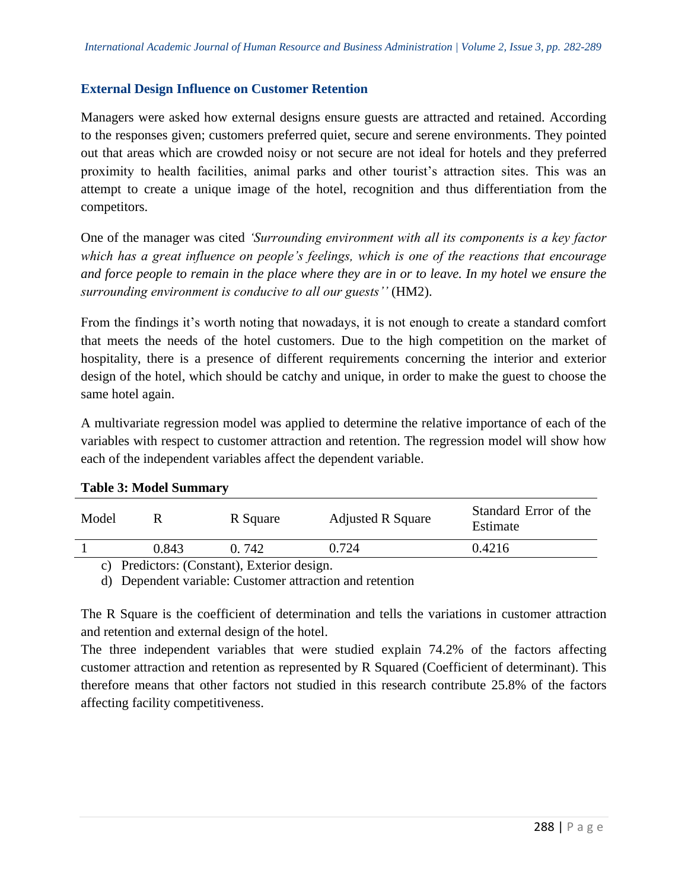### External Design Influence on Customer Retention

Managers were asked how external designs ensure guests are attracted and retained. According to the responses given; customers preferred quiet, secure and serene environments. They pointed out that areas which are crowded noisy or not secure are not ideal for hotels and they preferred proximity to health facilities, animal parks and other tourist's attraction sites. This was an attempt to create a unique image of the hotel, recognition and thus differentiation from the competitors.

One of the manager was cited *'Surrounding environment with all its components is a key factor which has a great influence on people's feelings, which is one of the reactions that encourage and force people to remain in the place where they are in or to leave. In my hotel we ensure the surrounding environment is conducive to all our guests''* (HM2).

From the findings it's worth noting that nowadays, it is not enough to create a standard comfort that meets the needs of the hotel customers. Due to the high competition on the market of hospitality, there is a presence of different requirements concerning the interior and exterior design of the hotel, which should be catchy and unique, in order to make the guest to choose the same hotel again.

A multivariate regression model was applied to determine the relative importance of each of the variables with respect to customer attraction and retention. The regression model will show how each of the independent variables affect the dependent variable.

**Table 3: Model Summary**

| Model | R | R Square | Adjusted R Square | Standard Error of the Estimate |
|---|---|---|---|---|
| 1 | 0.843 | 0. 742 | 0.724 | 0.4216 |

c) Predictors: (Constant), Exterior design.

d) Dependent variable: Customer attraction and retention

The R Square is the coefficient of determination and tells the variations in customer attraction and retention and external design of the hotel.

The three independent variables that were studied explain 74.2% of the factors affecting customer attraction and retention as represented by R Squared (Coefficient of determinant). This therefore means that other factors not studied in this research contribute 25.8% of the factors affecting facility competitiveness.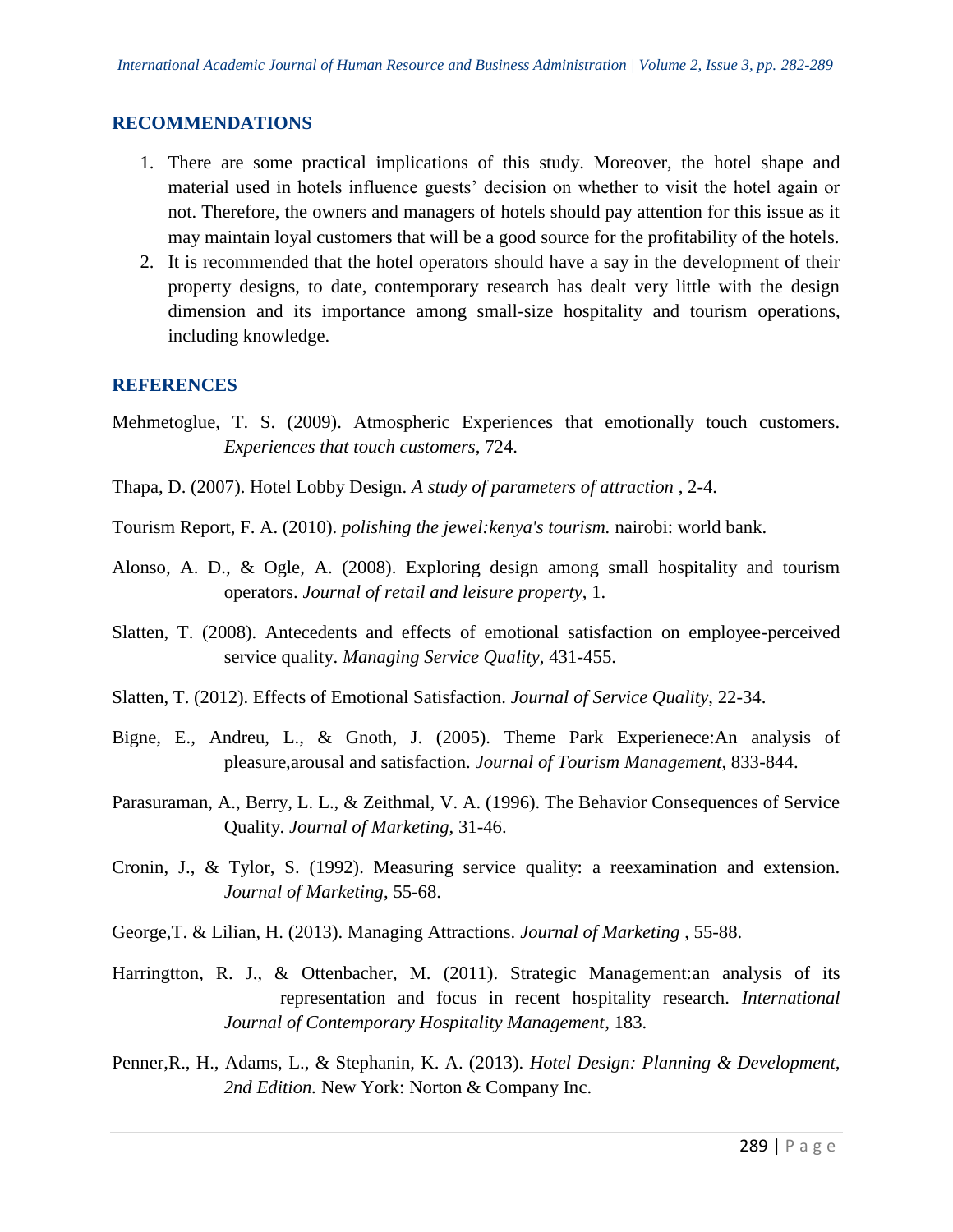## RECOMMENDATIONS

1. There are some practical implications of this study. Moreover, the hotel shape and material used in hotels influence guests' decision on whether to visit the hotel again or not. Therefore, the owners and managers of hotels should pay attention for this issue as it may maintain loyal customers that will be a good source for the profitability of the hotels.
2. It is recommended that the hotel operators should have a say in the development of their property designs, to date, contemporary research has dealt very little with the design dimension and its importance among small-size hospitality and tourism operations, including knowledge.

## REFERENCES

Mehmetoglue, T. S. (2009). Atmospheric Experiences that emotionally touch customers. *Experiences that touch customers*, 724.

Thapa, D. (2007). Hotel Lobby Design. *A study of parameters of attraction* , 2-4.

Tourism Report, F. A. (2010). *polishing the jewel:kenya's tourism.* nairobi: world bank.

Alonso, A. D., & Ogle, A. (2008). Exploring design among small hospitality and tourism operators. *Journal of retail and leisure property*, 1.

Slatten, T. (2008). Antecedents and effects of emotional satisfaction on employee-perceived service quality. *Managing Service Quality*, 431-455.

Slatten, T. (2012). Effects of Emotional Satisfaction. *Journal of Service Quality*, 22-34.

Bigne, E., Andreu, L., & Gnoth, J. (2005). Theme Park Experienece:An analysis of pleasure,arousal and satisfaction. *Journal of Tourism Management*, 833-844.

Parasuraman, A., Berry, L. L., & Zeithmal, V. A. (1996). The Behavior Consequences of Service Quality. *Journal of Marketing*, 31-46.

Cronin, J., & Tylor, S. (1992). Measuring service quality: a reexamination and extension. *Journal of Marketing*, 55-68.

George,T. & Lilian, H. (2013). Managing Attractions. *Journal of Marketing* , 55-88.

Harringtton, R. J., & Ottenbacher, M. (2011). Strategic Management:an analysis of its representation and focus in recent hospitality research. *International Journal of Contemporary Hospitality Management*, 183.

Penner,R., H., Adams, L., & Stephanin, K. A. (2013). *Hotel Design: Planning & Development, 2nd Edition.* New York: Norton & Company Inc.